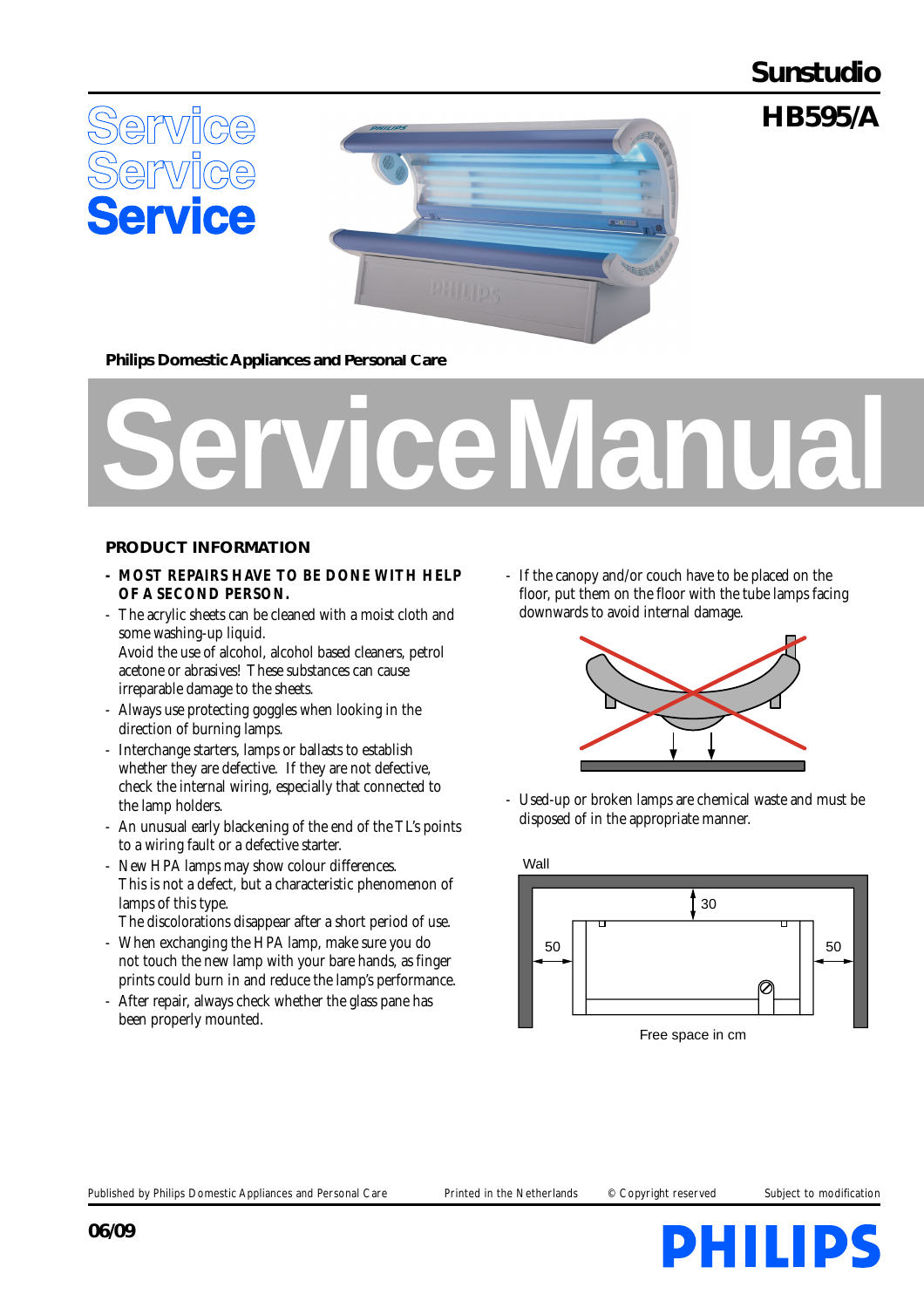# Sunstudio

# HB595/A

Service
Service
**Service**

**Philips Domestic Appliances and Personal Care**

# Service Manual

## PRODUCT INFORMATION

- **MOST REPAIRS HAVE TO BE DONE WITH HELP OF A SECOND PERSON.**
- The acrylic sheets can be cleaned with a moist cloth and some washing-up liquid.
  Avoid the use of alcohol, alcohol based cleaners, petrol acetone or abrasives! These substances can cause irreparable damage to the sheets.
- Always use protecting goggles when looking in the direction of burning lamps.
- Interchange starters, lamps or ballasts to establish whether they are defective. If they are not defective, check the internal wiring, especially that connected to the lamp holders.
- An unusual early blackening of the end of the TL's points to a wiring fault or a defective starter.
- New HPA lamps may show colour differences.
  This is not a defect, but a characteristic phenomenon of lamps of this type.
  The discolorations disappear after a short period of use.
- When exchanging the HPA lamp, make sure you do not touch the new lamp with your bare hands, as finger prints could burn in and reduce the lamp's performance.
- After repair, always check whether the glass pane has been properly mounted.
- If the canopy and/or couch have to be placed on the floor, put them on the floor with the tube lamps facing downwards to avoid internal damage.
- Used-up or broken lamps are chemical waste and must be disposed of in the appropriate manner.

Wall

30

50 50

Free space in cm

Published by Philips Domestic Appliances and Personal Care Printed in the Netherlands © Copyright reserved Subject to modification

06/09

PHILIPS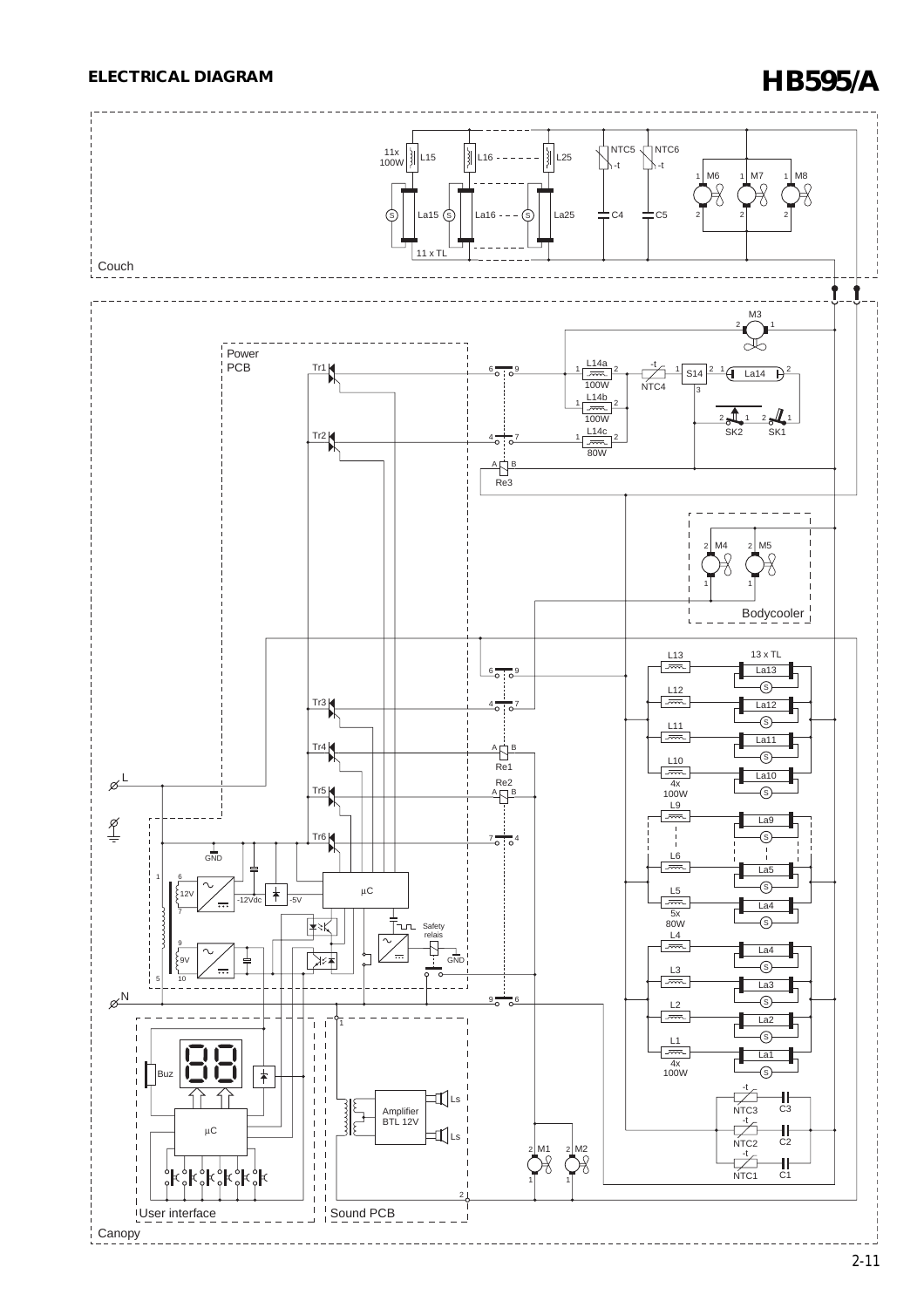## ELECTRICAL DIAGRAM

# HB595/A

Couch

11x 100W L15, L16, L25, La15, La16, La25, 11 x TL, NTC5 -t, NTC6 -t, C4, C5, M6, M7, M8

M3

Power PCB

Tr1, Tr2, Tr3, Tr4, Tr5, Tr6

L14a 100W, L14b 100W, L14c 80W, NTC4 -t, S14, La14, SK2, SK1

Re3, Re1, Re2

M4, M5

Bodycooler

L13, L12, L11, L10 4x 100W, L9, L6, L5 5x 80W, L4, L3, L2, L1 4x 100W

13 x TL

La13, La12, La11, La10, La9, La5, La4, La4, La3, La2, La1

NTC3 C3, NTC2 C2, NTC1 C1

L, N

GND, 12V, -12Vdc, -5V, 9V, µC, Safety relais, GND

Buz, µC

User interface

Amplifier BTL 12V, Ls, Ls

Sound PCB

M1, M2

Canopy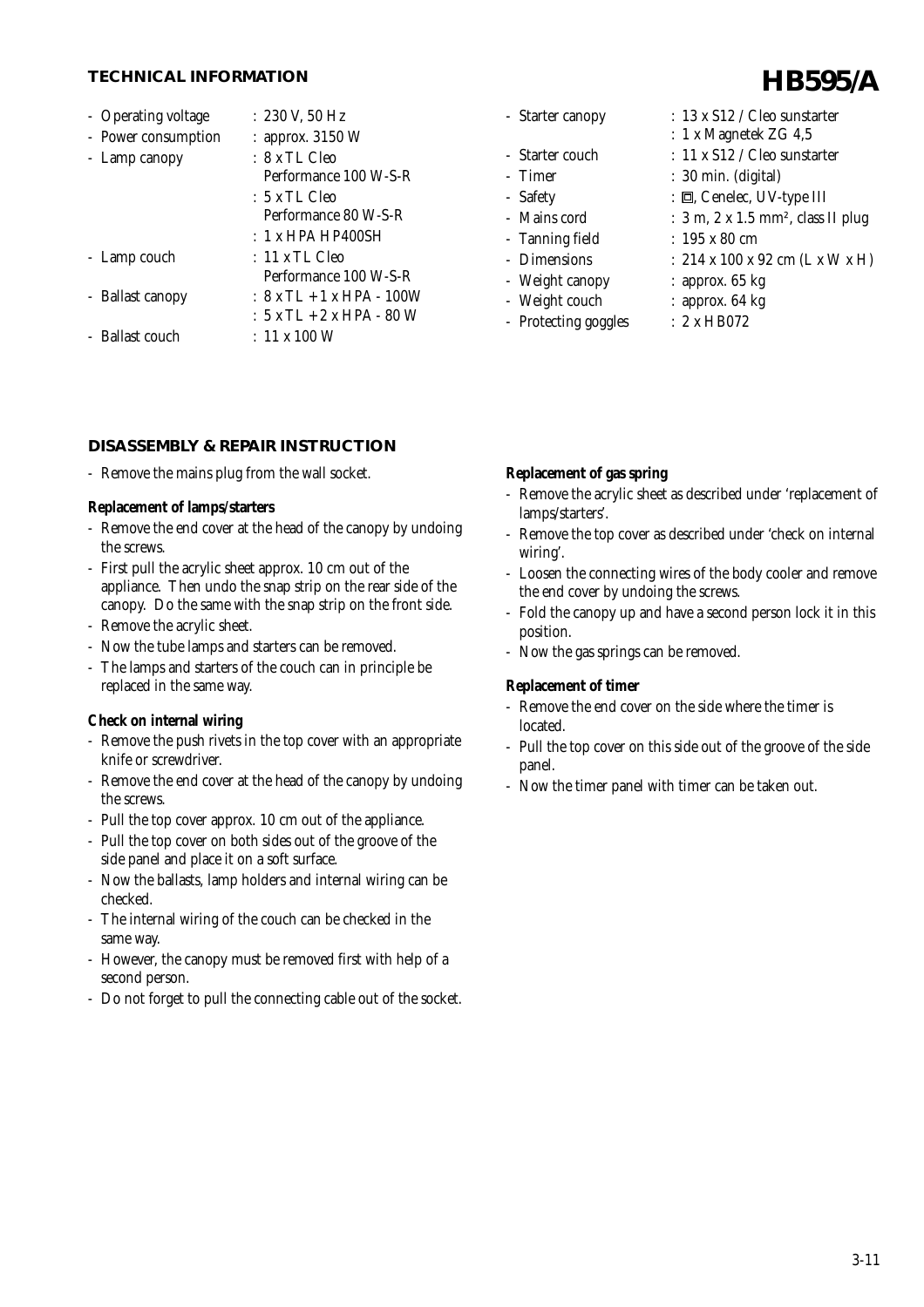## TECHNICAL INFORMATION

# HB595/A

- Operating voltage : 230 V, 50 Hz
- Power consumption : approx. 3150 W
- Lamp canopy : 8 x TL Cleo Performance 100 W-S-R
  : 5 x TL Cleo Performance 80 W-S-R
  : 1 x HPA HP400SH
- Lamp couch : 11 x TL Cleo Performance 100 W-S-R
- Ballast canopy : 8 x TL + 1 x HPA - 100W
  : 5 x TL + 2 x HPA - 80 W
- Ballast couch : 11 x 100 W
- Starter canopy : 13 x S12 / Cleo sunstarter
  : 1 x Magnetek ZG 4,5
- Starter couch : 11 x S12 / Cleo sunstarter
- Timer : 30 min. (digital)
- Safety : ⧈, Cenelec, UV-type III
- Mains cord : 3 m, 2 x 1.5 mm², class II plug
- Tanning field : 195 x 80 cm
- Dimensions : 214 x 100 x 92 cm (L x W x H)
- Weight canopy : approx. 65 kg
- Weight couch : approx. 64 kg
- Protecting goggles : 2 x HB072

## DISASSEMBLY & REPAIR INSTRUCTION

- Remove the mains plug from the wall socket.

**Replacement of lamps/starters**

- Remove the end cover at the head of the canopy by undoing the screws.
- First pull the acrylic sheet approx. 10 cm out of the appliance. Then undo the snap strip on the rear side of the canopy. Do the same with the snap strip on the front side.
- Remove the acrylic sheet.
- Now the tube lamps and starters can be removed.
- The lamps and starters of the couch can in principle be replaced in the same way.

**Check on internal wiring**

- Remove the push rivets in the top cover with an appropriate knife or screwdriver.
- Remove the end cover at the head of the canopy by undoing the screws.
- Pull the top cover approx. 10 cm out of the appliance.
- Pull the top cover on both sides out of the groove of the side panel and place it on a soft surface.
- Now the ballasts, lamp holders and internal wiring can be checked.
- The internal wiring of the couch can be checked in the same way.
- However, the canopy must be removed first with help of a second person.
- Do not forget to pull the connecting cable out of the socket.

**Replacement of gas spring**

- Remove the acrylic sheet as described under 'replacement of lamps/starters'.
- Remove the top cover as described under 'check on internal wiring'.
- Loosen the connecting wires of the body cooler and remove the end cover by undoing the screws.
- Fold the canopy up and have a second person lock it in this position.
- Now the gas springs can be removed.

**Replacement of timer**

- Remove the end cover on the side where the timer is located.
- Pull the top cover on this side out of the groove of the side panel.
- Now the timer panel with timer can be taken out.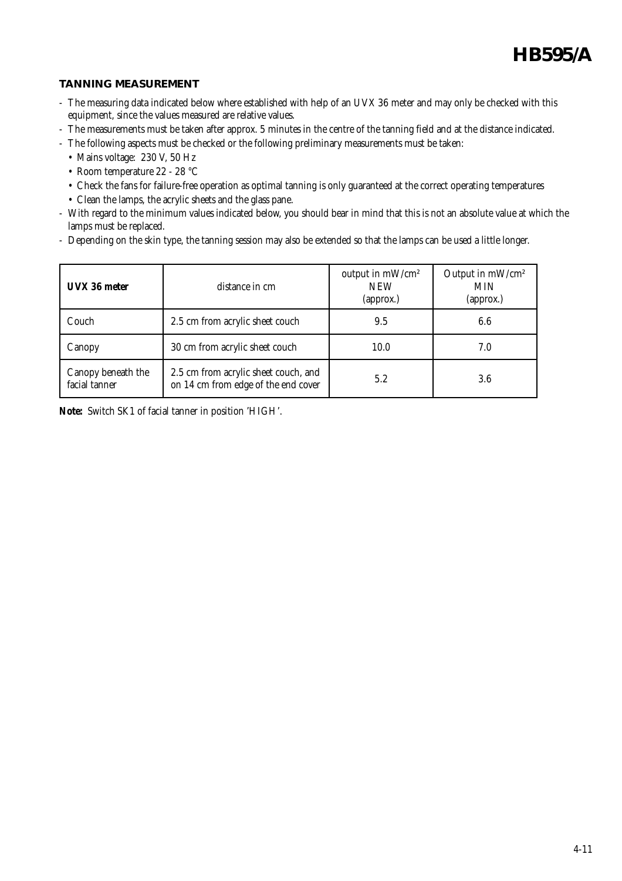## TANNING MEASUREMENT

- The measuring data indicated below where established with help of an UVX 36 meter and may only be checked with this equipment, since the values measured are relative values.
- The measurements must be taken after approx. 5 minutes in the centre of the tanning field and at the distance indicated.
- The following aspects must be checked or the following preliminary measurements must be taken:
  - Mains voltage: 230 V, 50 Hz
  - Room temperature 22 - 28 °C
  - Check the fans for failure-free operation as optimal tanning is only guaranteed at the correct operating temperatures
  - Clean the lamps, the acrylic sheets and the glass pane.
- With regard to the minimum values indicated below, you should bear in mind that this is not an absolute value at which the lamps must be replaced.
- Depending on the skin type, the tanning session may also be extended so that the lamps can be used a little longer.

| **UVX 36 meter** | distance in cm | output in mW/cm² NEW (approx.) | Output in mW/cm² MIN (approx.) |
|---|---|---|---|
| Couch | 2.5 cm from acrylic sheet couch | 9.5 | 6.6 |
| Canopy | 30 cm from acrylic sheet couch | 10.0 | 7.0 |
| Canopy beneath the facial tanner | 2.5 cm from acrylic sheet couch, and on 14 cm from edge of the end cover | 5.2 | 3.6 |

**Note:** Switch SK1 of facial tanner in position 'HIGH'.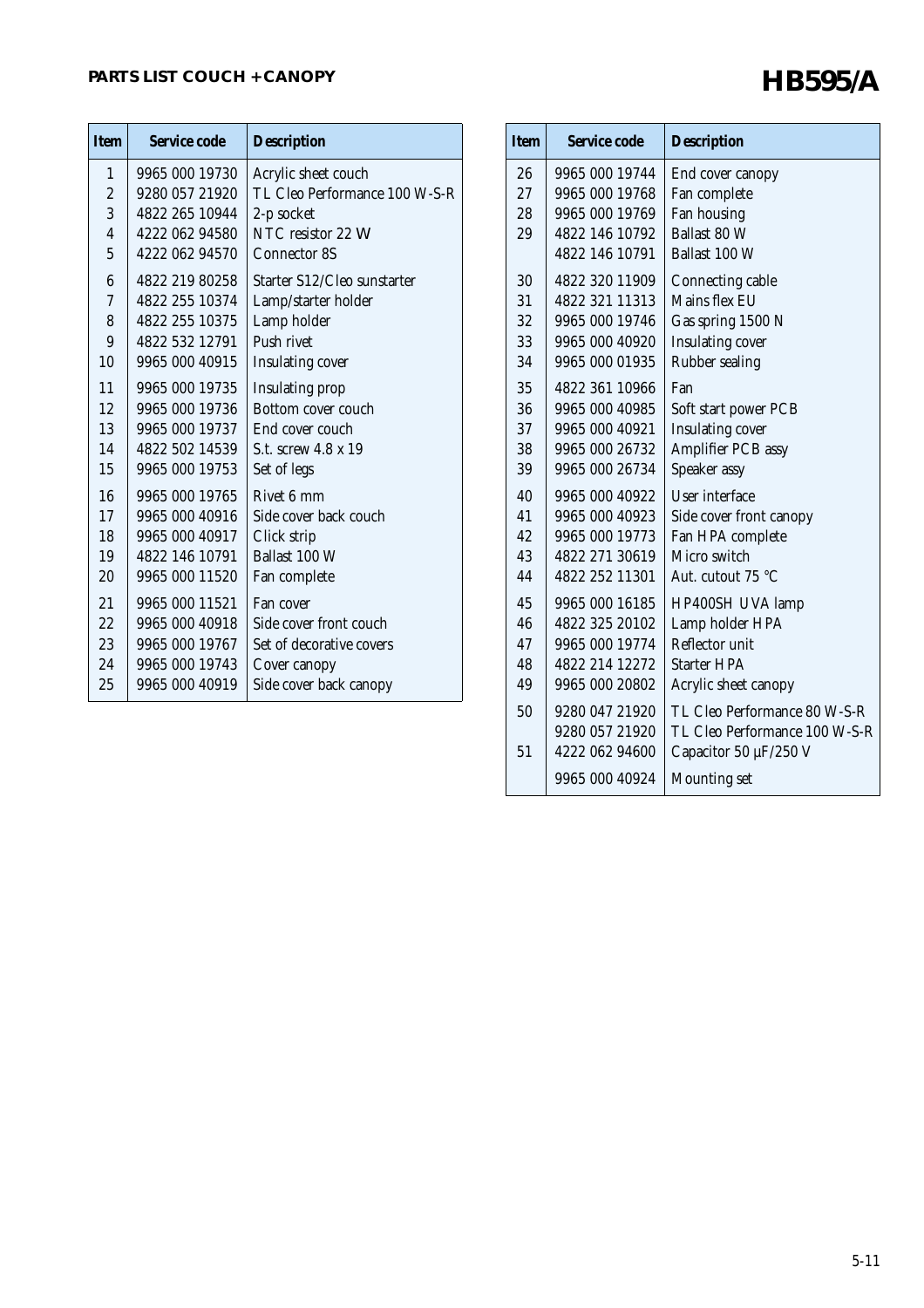## PARTS LIST COUCH + CANOPY

# HB595/A

| Item | Service code | Description |
|---|---|---|
| 1 | 9965 000 19730 | Acrylic sheet couch |
| 2 | 9280 057 21920 | TL Cleo Performance 100 W-S-R |
| 3 | 4822 265 10944 | 2-p socket |
| 4 | 4222 062 94580 | NTC resistor 22 W |
| 5 | 4222 062 94570 | Connector 8S |
| 6 | 4822 219 80258 | Starter S12/Cleo sunstarter |
| 7 | 4822 255 10374 | Lamp/starter holder |
| 8 | 4822 255 10375 | Lamp holder |
| 9 | 4822 532 12791 | Push rivet |
| 10 | 9965 000 40915 | Insulating cover |
| 11 | 9965 000 19735 | Insulating prop |
| 12 | 9965 000 19736 | Bottom cover couch |
| 13 | 9965 000 19737 | End cover couch |
| 14 | 4822 502 14539 | S.t. screw 4.8 x 19 |
| 15 | 9965 000 19753 | Set of legs |
| 16 | 9965 000 19765 | Rivet 6 mm |
| 17 | 9965 000 40916 | Side cover back couch |
| 18 | 9965 000 40917 | Click strip |
| 19 | 4822 146 10791 | Ballast 100 W |
| 20 | 9965 000 11520 | Fan complete |
| 21 | 9965 000 11521 | Fan cover |
| 22 | 9965 000 40918 | Side cover front couch |
| 23 | 9965 000 19767 | Set of decorative covers |
| 24 | 9965 000 19743 | Cover canopy |
| 25 | 9965 000 40919 | Side cover back canopy |

| Item | Service code | Description |
|---|---|---|
| 26 | 9965 000 19744 | End cover canopy |
| 27 | 9965 000 19768 | Fan complete |
| 28 | 9965 000 19769 | Fan housing |
| 29 | 4822 146 10792 | Ballast 80 W |
| | 4822 146 10791 | Ballast 100 W |
| 30 | 4822 320 11909 | Connecting cable |
| 31 | 4822 321 11313 | Mains flex EU |
| 32 | 9965 000 19746 | Gas spring 1500 N |
| 33 | 9965 000 40920 | Insulating cover |
| 34 | 9965 000 01935 | Rubber sealing |
| 35 | 4822 361 10966 | Fan |
| 36 | 9965 000 40985 | Soft start power PCB |
| 37 | 9965 000 40921 | Insulating cover |
| 38 | 9965 000 26732 | Amplifier PCB assy |
| 39 | 9965 000 26734 | Speaker assy |
| 40 | 9965 000 40922 | User interface |
| 41 | 9965 000 40923 | Side cover front canopy |
| 42 | 9965 000 19773 | Fan HPA complete |
| 43 | 4822 271 30619 | Micro switch |
| 44 | 4822 252 11301 | Aut. cutout 75 °C |
| 45 | 9965 000 16185 | HP400SH UVA lamp |
| 46 | 4822 325 20102 | Lamp holder HPA |
| 47 | 9965 000 19774 | Reflector unit |
| 48 | 4822 214 12272 | Starter HPA |
| 49 | 9965 000 20802 | Acrylic sheet canopy |
| 50 | 9280 047 21920 | TL Cleo Performance 80 W-S-R |
| | 9280 057 21920 | TL Cleo Performance 100 W-S-R |
| 51 | 4222 062 94600 | Capacitor 50 µF/250 V |
| | 9965 000 40924 | Mounting set |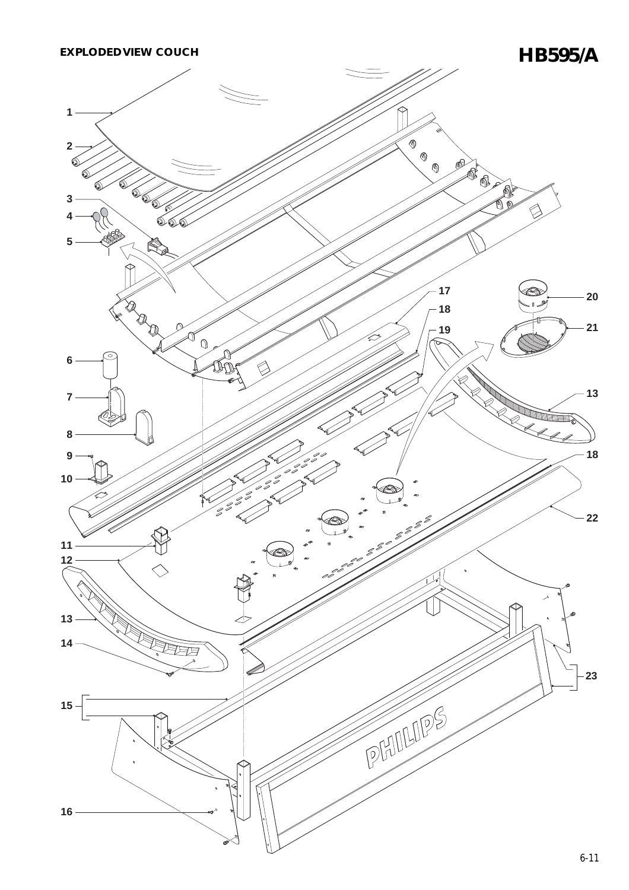**EXPLODEDVIEW COUCH**

# HB595/A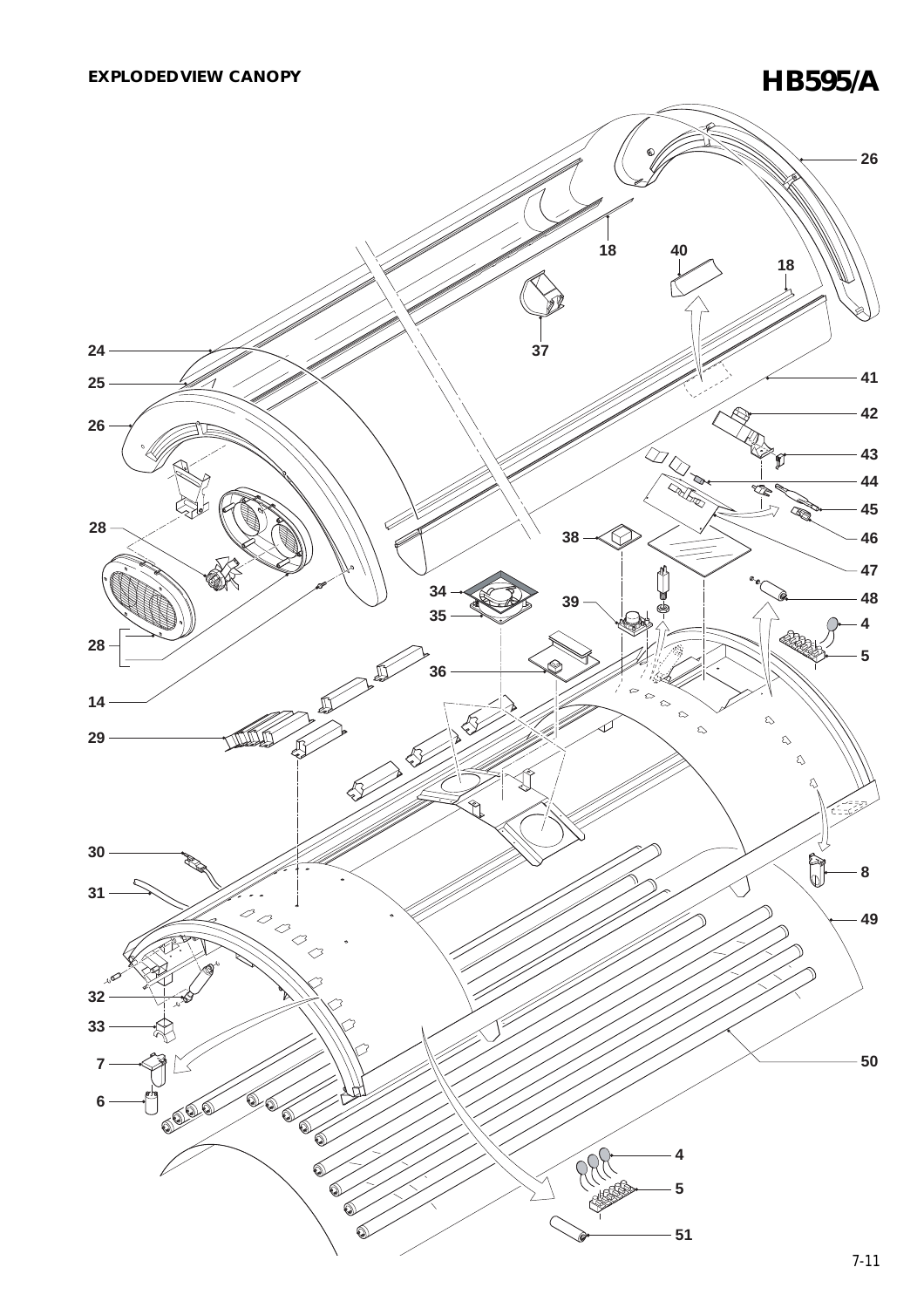**EXPLODEDVIEW CANOPY**

# HB595/A

26

18

40

18

37

24

41

25

26

42

43

44

45

28

46

38

47

34

48

39

35

4

28

5

36

14

29

30

8

31

49

32

33

50

7

6

4

5

51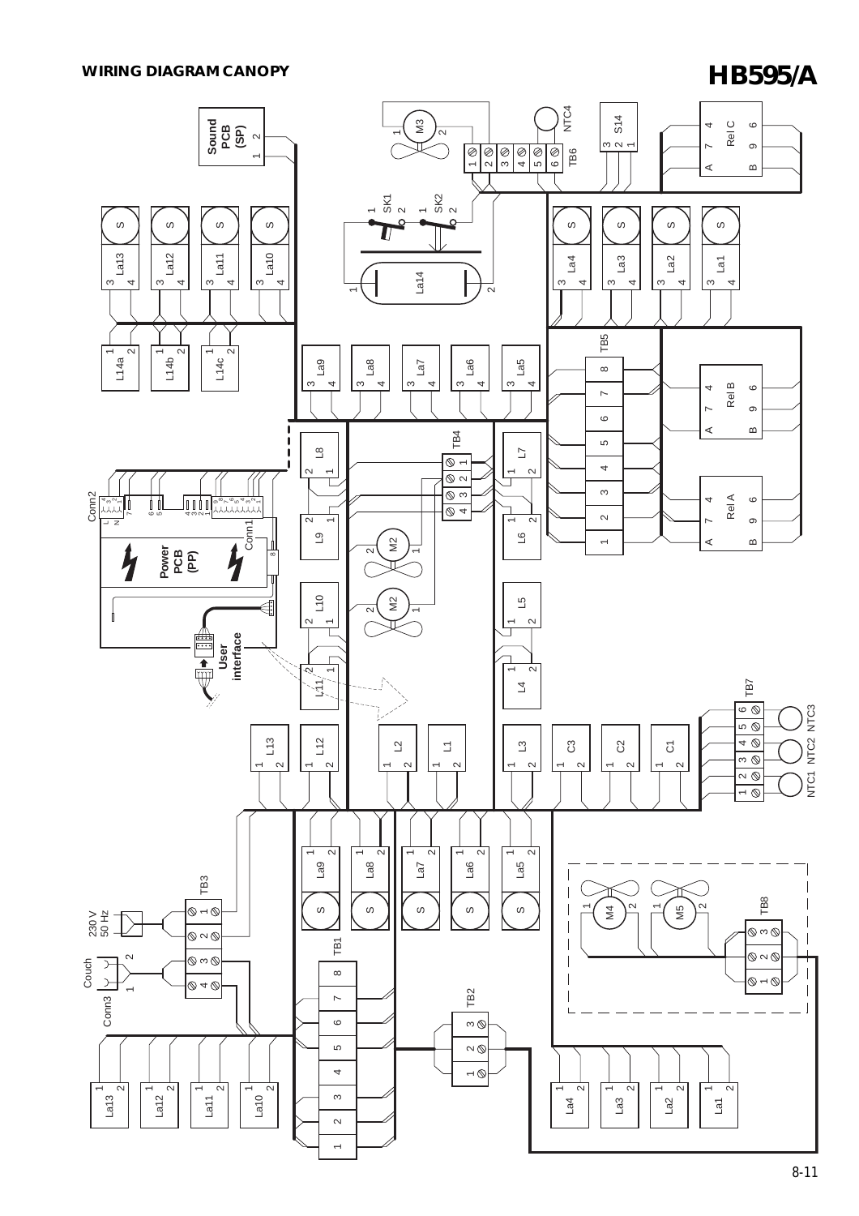# WIRING DIAGRAM CANOPY

# HB595/A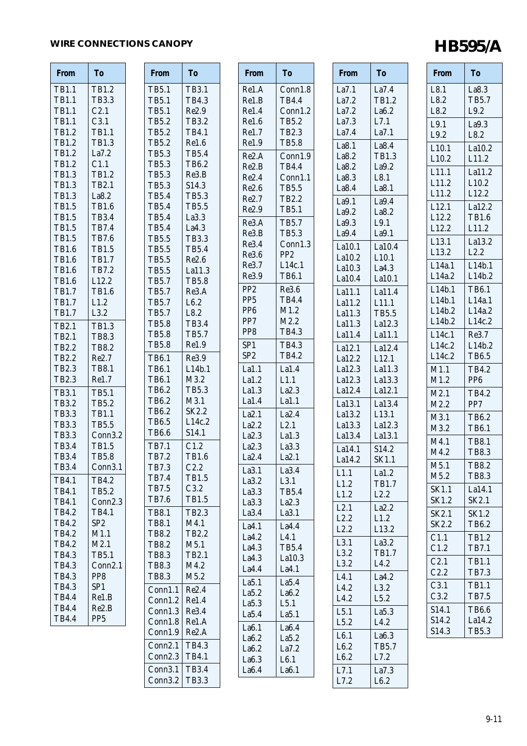## WIRE CONNECTIONS CANOPY

# HB595/A

| From | To |
|---|---|
| TB1.1 | TB1.2 |
| TB1.1 | TB3.3 |
| TB1.1 | C2.1 |
| TB1.1 | C3.1 |
| TB1.2 | TB1.1 |
| TB1.2 | TB1.3 |
| TB1.2 | La7.2 |
| TB1.2 | C1.1 |
| TB1.3 | TB1.2 |
| TB1.3 | TB2.1 |
| TB1.3 | La8.2 |
| TB1.5 | TB1.6 |
| TB1.5 | TB3.4 |
| TB1.5 | TB7.4 |
| TB1.5 | TB7.6 |
| TB1.6 | TB1.5 |
| TB1.6 | TB1.7 |
| TB1.6 | TB7.2 |
| TB1.6 | L12.2 |
| TB1.7 | TB1.6 |
| TB1.7 | L1.2 |
| TB1.7 | L3.2 |
| TB2.1 | TB1.3 |
| TB2.1 | TB8.3 |
| TB2.2 | TB8.2 |
| TB2.2 | Re2.7 |
| TB2.3 | TB8.1 |
| TB2.3 | Re1.7 |
| TB3.1 | TB5.1 |
| TB3.2 | TB5.2 |
| TB3.3 | TB1.1 |
| TB3.3 | TB5.5 |
| TB3.3 | Conn3.2 |
| TB3.4 | TB1.5 |
| TB3.4 | TB5.8 |
| TB3.4 | Conn3.1 |
| TB4.1 | TB4.2 |
| TB4.1 | TB5.2 |
| TB4.1 | Conn2.3 |
| TB4.2 | TB4.1 |
| TB4.2 | SP2 |
| TB4.2 | M1.1 |
| TB4.2 | M2.1 |
| TB4.3 | TB5.1 |
| TB4.3 | Conn2.1 |
| TB4.3 | PP8 |
| TB4.3 | SP1 |
| TB4.4 | Re1.B |
| TB4.4 | Re2.B |
| TB4.4 | PP5 |

| From | To |
|---|---|
| TB5.1 | TB3.1 |
| TB5.1 | TB4.3 |
| TB5.1 | Re2.9 |
| TB5.2 | TB3.2 |
| TB5.2 | TB4.1 |
| TB5.2 | Re1.6 |
| TB5.3 | TB5.4 |
| TB5.3 | TB6.2 |
| TB5.3 | Re3.B |
| TB5.3 | S14.3 |
| TB5.4 | TB5.3 |
| TB5.4 | TB5.5 |
| TB5.4 | La3.3 |
| TB5.4 | La4.3 |
| TB5.5 | TB3.3 |
| TB5.5 | TB5.4 |
| TB5.5 | Re2.6 |
| TB5.5 | La11.3 |
| TB5.7 | TB5.8 |
| TB5.7 | Re3.A |
| TB5.7 | L6.2 |
| TB5.7 | L8.2 |
| TB5.8 | TB3.4 |
| TB5.8 | TB5.7 |
| TB5.8 | Re1.9 |
| TB6.1 | Re3.9 |
| TB6.1 | L14b.1 |
| TB6.1 | M3.2 |
| TB6.2 | TB5.3 |
| TB6.2 | M3.1 |
| TB6.2 | SK2.2 |
| TB6.5 | L14c.2 |
| TB6.6 | S14.1 |
| TB7.1 | C1.2 |
| TB7.2 | TB1.6 |
| TB7.3 | C2.2 |
| TB7.4 | TB1.5 |
| TB7.5 | C3.2 |
| TB7.6 | TB1.5 |
| TB8.1 | TB2.3 |
| TB8.1 | M4.1 |
| TB8.2 | TB2.2 |
| TB8.2 | M5.1 |
| TB8.3 | TB2.1 |
| TB8.3 | M4.2 |
| TB8.3 | M5.2 |
| Conn1.1 | Re2.4 |
| Conn1.2 | Re1.4 |
| Conn1.3 | Re3.4 |
| Conn1.8 | Re1.A |
| Conn1.9 | Re2.A |
| Conn2.1 | TB4.3 |
| Conn2.3 | TB4.1 |
| Conn3.1 | TB3.4 |
| Conn3.2 | TB3.3 |

| From | To |
|---|---|
| Re1.A | Conn1.8 |
| Re1.B | TB4.4 |
| Re1.4 | Conn1.2 |
| Re1.6 | TB5.2 |
| Re1.7 | TB2.3 |
| Re1.9 | TB5.8 |
| Re2.A | Conn1.9 |
| Re2.B | TB4.4 |
| Re2.4 | Conn1.1 |
| Re2.6 | TB5.5 |
| Re2.7 | TB2.2 |
| Re2.9 | TB5.1 |
| Re3.A | TB5.7 |
| Re3.B | TB5.3 |
| Re3.4 | Conn1.3 |
| Re3.6 | PP2 |
| Re3.7 | L14c.1 |
| Re3.9 | TB6.1 |
| PP2 | Re3.6 |
| PP5 | TB4.4 |
| PP6 | M1.2 |
| PP7 | M2.2 |
| PP8 | TB4.3 |
| SP1 | TB4.3 |
| SP2 | TB4.2 |
| La1.1 | La1.4 |
| La1.2 | L1.1 |
| La1.3 | La2.3 |
| La1.4 | La1.1 |
| La2.1 | La2.4 |
| La2.2 | L2.1 |
| La2.3 | La1.3 |
| La2.3 | La3.3 |
| La2.4 | La2.1 |
| La3.1 | La3.4 |
| La3.2 | L3.1 |
| La3.3 | TB5.4 |
| La3.3 | La2.3 |
| La3.4 | La3.1 |
| La4.1 | La4.4 |
| La4.2 | L4.1 |
| La4.3 | TB5.4 |
| La4.3 | La10.3 |
| La4.4 | La4.1 |
| La5.1 | La5.4 |
| La5.2 | La6.2 |
| La5.3 | L5.1 |
| La5.4 | La5.1 |
| La6.1 | La6.4 |
| La6.2 | La5.2 |
| La6.2 | La7.2 |
| La6.3 | L6.1 |
| La6.4 | La6.1 |

| From | To |
|---|---|
| La7.1 | La7.4 |
| La7.2 | TB1.2 |
| La7.2 | La6.2 |
| La7.3 | L7.1 |
| La7.4 | La7.1 |
| La8.1 | La8.4 |
| La8.2 | TB1.3 |
| La8.2 | La9.2 |
| La8.3 | L8.1 |
| La8.4 | La8.1 |
| La9.1 | La9.4 |
| La9.2 | La8.2 |
| La9.3 | L9.1 |
| La9.4 | La9.1 |
| La10.1 | La10.4 |
| La10.2 | L10.1 |
| La10.3 | La4.3 |
| La10.4 | La10.1 |
| La11.1 | La11.4 |
| La11.2 | L11.1 |
| La11.3 | TB5.5 |
| La11.3 | La12.3 |
| La11.4 | La11.1 |
| La12.1 | La12.4 |
| La12.2 | L12.1 |
| La12.3 | La11.3 |
| La12.3 | La13.3 |
| La12.4 | La12.1 |
| La13.1 | La13.4 |
| La13.2 | L13.1 |
| La13.3 | La12.3 |
| La13.4 | La13.1 |
| La14.1 | S14.2 |
| La14.2 | SK1.1 |
| L1.1 | La1.2 |
| L1.2 | TB1.7 |
| L1.2 | L2.2 |
| L2.1 | La2.2 |
| L2.2 | L1.2 |
| L2.2 | L13.2 |
| L3.1 | La3.2 |
| L3.2 | TB1.7 |
| L3.2 | L4.2 |
| L4.1 | La4.2 |
| L4.2 | L3.2 |
| L4.2 | L5.2 |
| L5.1 | La5.3 |
| L5.2 | L4.2 |
| L6.1 | La6.3 |
| L6.2 | TB5.7 |
| L6.2 | L7.2 |
| L7.1 | La7.3 |
| L7.2 | L6.2 |

| From | To |
|---|---|
| L8.1 | La8.3 |
| L8.2 | TB5.7 |
| L8.2 | L9.2 |
| L9.1 | La9.3 |
| L9.2 | L8.2 |
| L10.1 | La10.2 |
| L10.2 | L11.2 |
| L11.1 | La11.2 |
| L11.2 | L10.2 |
| L11.2 | L12.2 |
| L12.1 | La12.2 |
| L12.2 | TB1.6 |
| L12.2 | L11.2 |
| L13.1 | La13.2 |
| L13.2 | L2.2 |
| L14a.1 | L14b.1 |
| L14a.2 | L14b.2 |
| L14b.1 | TB6.1 |
| L14b.1 | L14a.1 |
| L14b.2 | L14a.2 |
| L14b.2 | L14c.2 |
| L14c.1 | Re3.7 |
| L14c.2 | L14b.2 |
| L14c.2 | TB6.5 |
| M1.1 | TB4.2 |
| M1.2 | PP6 |
| M2.1 | TB4.2 |
| M2.2 | PP7 |
| M3.1 | TB6.2 |
| M3.2 | TB6.1 |
| M4.1 | TB8.1 |
| M4.2 | TB8.3 |
| M5.1 | TB8.2 |
| M5.2 | TB8.3 |
| SK1.1 | La14.1 |
| SK1.2 | SK2.1 |
| SK2.1 | SK1.2 |
| SK2.2 | TB6.2 |
| C1.1 | TB1.2 |
| C1.2 | TB7.1 |
| C2.1 | TB1.1 |
| C2.2 | TB7.3 |
| C3.1 | TB1.1 |
| C3.2 | TB7.5 |
| S14.1 | TB6.6 |
| S14.2 | La14.2 |
| S14.3 | TB5.3 |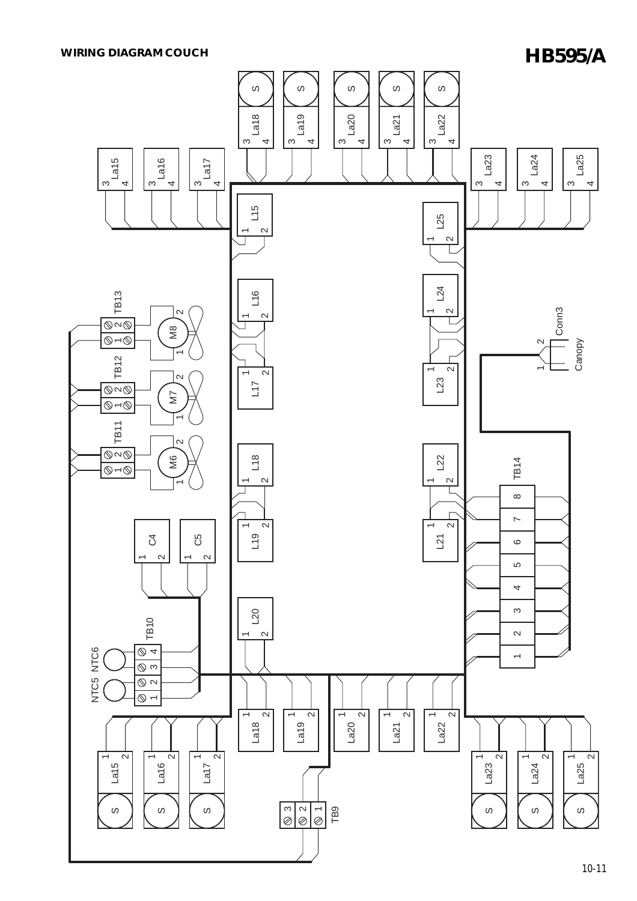# WIRING DIAGRAM COUCH

**HB595/A**

La18, La19, La20, La21, La22, La15, La16, La17, La23, La24, La25

L15, L16, L17, L18, L19, L20, L21, L22, L23, L24, L25

TB13, TB12, TB11, M8, M7, M6

C4, C5

TB10, NTC5, NTC6

TB14

Conn3 Canopy

TB9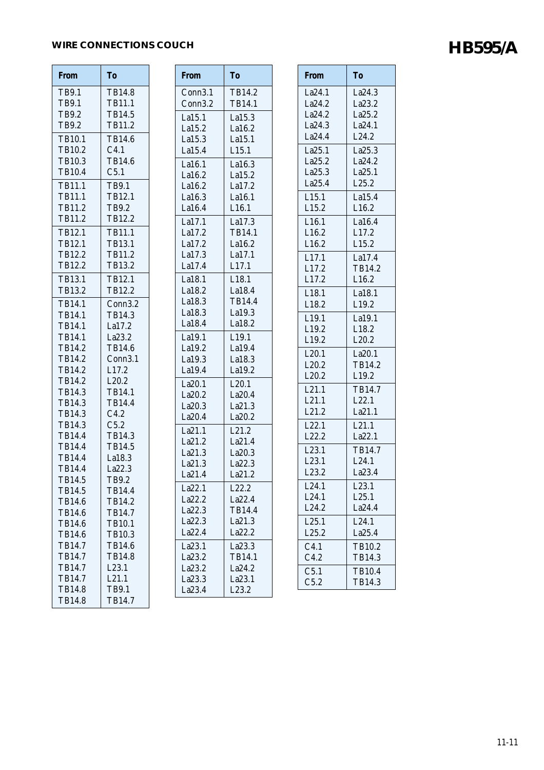## WIRE CONNECTIONS COUCH

**HB595/A**

| From | To |
|---|---|
| TB9.1 | TB14.8 |
| TB9.1 | TB11.1 |
| TB9.2 | TB14.5 |
| TB9.2 | TB11.2 |
| TB10.1 | TB14.6 |
| TB10.2 | C4.1 |
| TB10.3 | TB14.6 |
| TB10.4 | C5.1 |
| TB11.1 | TB9.1 |
| TB11.1 | TB12.1 |
| TB11.2 | TB9.2 |
| TB11.2 | TB12.2 |
| TB12.1 | TB11.1 |
| TB12.1 | TB13.1 |
| TB12.2 | TB11.2 |
| TB12.2 | TB13.2 |
| TB13.1 | TB12.1 |
| TB13.2 | TB12.2 |
| TB14.1 | Conn3.2 |
| TB14.1 | TB14.3 |
| TB14.1 | La17.2 |
| TB14.1 | La23.2 |
| TB14.2 | TB14.6 |
| TB14.2 | Conn3.1 |
| TB14.2 | L17.2 |
| TB14.2 | L20.2 |
| TB14.3 | TB14.1 |
| TB14.3 | TB14.4 |
| TB14.3 | C4.2 |
| TB14.3 | C5.2 |
| TB14.4 | TB14.3 |
| TB14.4 | TB14.5 |
| TB14.4 | La18.3 |
| TB14.4 | La22.3 |
| TB14.5 | TB9.2 |
| TB14.5 | TB14.4 |
| TB14.6 | TB14.2 |
| TB14.6 | TB14.7 |
| TB14.6 | TB10.1 |
| TB14.6 | TB10.3 |
| TB14.7 | TB14.6 |
| TB14.7 | TB14.8 |
| TB14.7 | L23.1 |
| TB14.7 | L21.1 |
| TB14.8 | TB9.1 |
| TB14.8 | TB14.7 |

| From | To |
|---|---|
| Conn3.1 | TB14.2 |
| Conn3.2 | TB14.1 |
| La15.1 | La15.3 |
| La15.2 | La16.2 |
| La15.3 | La15.1 |
| La15.4 | L15.1 |
| La16.1 | La16.3 |
| La16.2 | La15.2 |
| La16.2 | La17.2 |
| La16.3 | La16.1 |
| La16.4 | L16.1 |
| La17.1 | La17.3 |
| La17.2 | TB14.1 |
| La17.2 | La16.2 |
| La17.3 | La17.1 |
| La17.4 | L17.1 |
| La18.1 | L18.1 |
| La18.2 | La18.4 |
| La18.3 | TB14.4 |
| La18.3 | La19.3 |
| La18.4 | La18.2 |
| La19.1 | L19.1 |
| La19.2 | La19.4 |
| La19.3 | La18.3 |
| La19.4 | La19.2 |
| La20.1 | L20.1 |
| La20.2 | La20.4 |
| La20.3 | La21.3 |
| La20.4 | La20.2 |
| La21.1 | L21.2 |
| La21.2 | La21.4 |
| La21.3 | La20.3 |
| La21.3 | La22.3 |
| La21.4 | La21.2 |
| La22.1 | L22.2 |
| La22.2 | La22.4 |
| La22.3 | TB14.4 |
| La22.3 | La21.3 |
| La22.4 | La22.2 |
| La23.1 | La23.3 |
| La23.2 | TB14.1 |
| La23.2 | La24.2 |
| La23.3 | La23.1 |
| La23.4 | L23.2 |

| From | To |
|---|---|
| La24.1 | La24.3 |
| La24.2 | La23.2 |
| La24.2 | La25.2 |
| La24.3 | La24.1 |
| La24.4 | L24.2 |
| La25.1 | La25.3 |
| La25.2 | La24.2 |
| La25.3 | La25.1 |
| La25.4 | L25.2 |
| L15.1 | La15.4 |
| L15.2 | L16.2 |
| L16.1 | La16.4 |
| L16.2 | L17.2 |
| L16.2 | L15.2 |
| L17.1 | La17.4 |
| L17.2 | TB14.2 |
| L17.2 | L16.2 |
| L18.1 | La18.1 |
| L18.2 | L19.2 |
| L19.1 | La19.1 |
| L19.2 | L18.2 |
| L19.2 | L20.2 |
| L20.1 | La20.1 |
| L20.2 | TB14.2 |
| L20.2 | L19.2 |
| L21.1 | TB14.7 |
| L21.1 | L22.1 |
| L21.2 | La21.1 |
| L22.1 | L21.1 |
| L22.2 | La22.1 |
| L23.1 | TB14.7 |
| L23.1 | L24.1 |
| L23.2 | La23.4 |
| L24.1 | L23.1 |
| L24.1 | L25.1 |
| L24.2 | La24.4 |
| L25.1 | L24.1 |
| L25.2 | La25.4 |
| C4.1 | TB10.2 |
| C4.2 | TB14.3 |
| C5.1 | TB10.4 |
| C5.2 | TB14.3 |